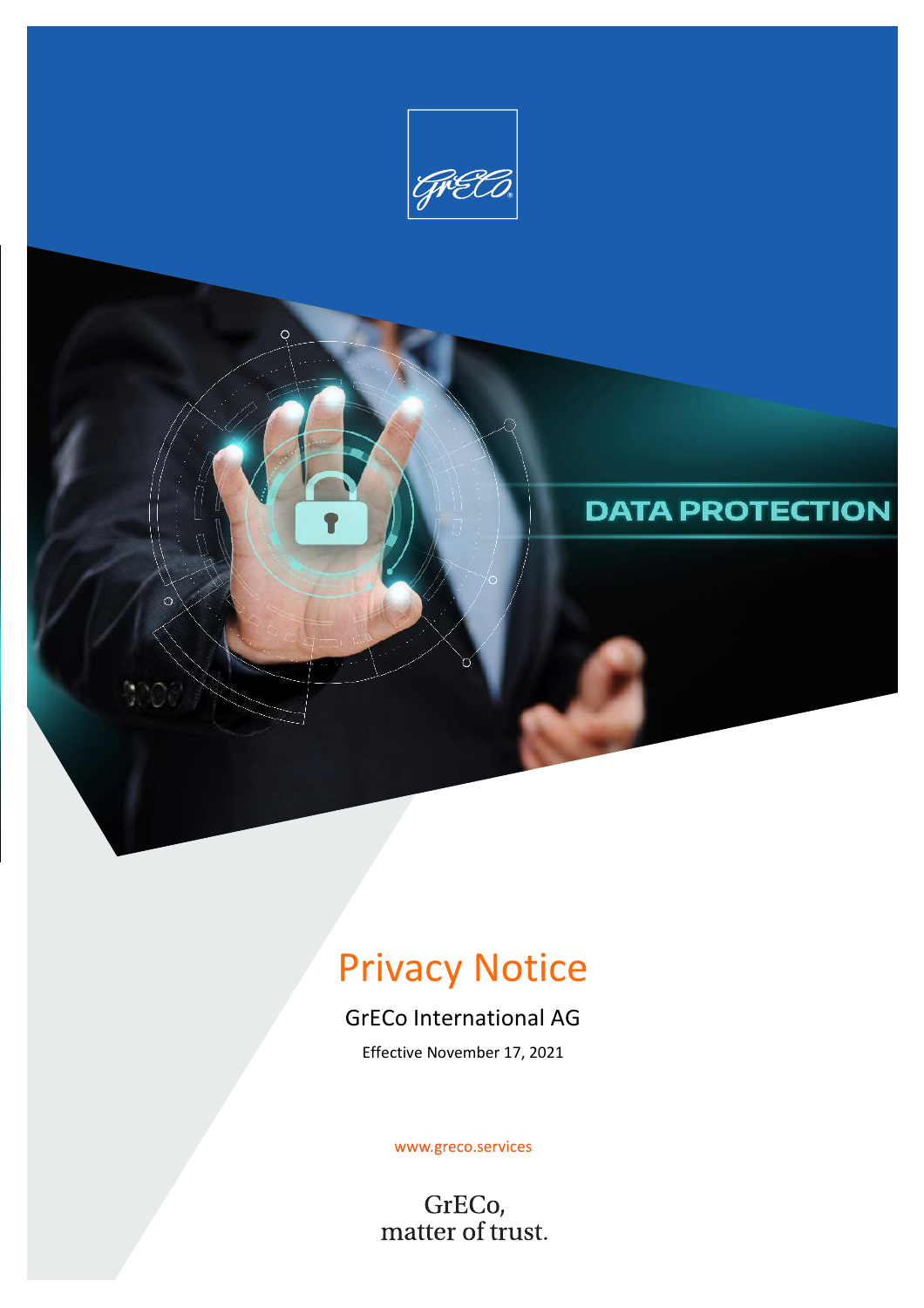DATA PROTECTION

# Privacy Notice

## GrECo International AG

Effective November 17, 2021

www.greco.services

GrECo,
matter of trust.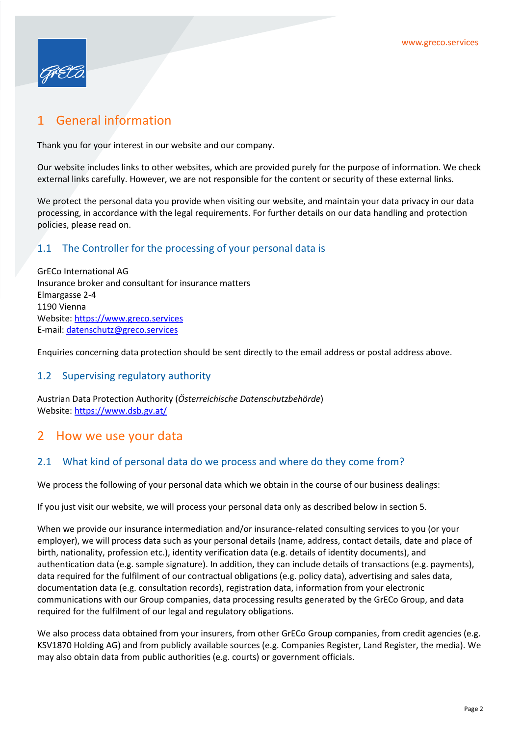# 1 General information

Thank you for your interest in our website and our company.

Our website includes links to other websites, which are provided purely for the purpose of information. We check external links carefully. However, we are not responsible for the content or security of these external links.

We protect the personal data you provide when visiting our website, and maintain your data privacy in our data processing, in accordance with the legal requirements. For further details on our data handling and protection policies, please read on.

## 1.1 The Controller for the processing of your personal data is

GrECo International AG
Insurance broker and consultant for insurance matters
Elmargasse 2-4
1190 Vienna
Website: https://www.greco.services
E-mail: datenschutz@greco.services

Enquiries concerning data protection should be sent directly to the email address or postal address above.

## 1.2 Supervising regulatory authority

Austrian Data Protection Authority (*Österreichische Datenschutzbehörde*)
Website: https://www.dsb.gv.at/

# 2 How we use your data

## 2.1 What kind of personal data do we process and where do they come from?

We process the following of your personal data which we obtain in the course of our business dealings:

If you just visit our website, we will process your personal data only as described below in section 5.

When we provide our insurance intermediation and/or insurance-related consulting services to you (or your employer), we will process data such as your personal details (name, address, contact details, date and place of birth, nationality, profession etc.), identity verification data (e.g. details of identity documents), and authentication data (e.g. sample signature). In addition, they can include details of transactions (e.g. payments), data required for the fulfilment of our contractual obligations (e.g. policy data), advertising and sales data, documentation data (e.g. consultation records), registration data, information from your electronic communications with our Group companies, data processing results generated by the GrECo Group, and data required for the fulfilment of our legal and regulatory obligations.

We also process data obtained from your insurers, from other GrECo Group companies, from credit agencies (e.g. KSV1870 Holding AG) and from publicly available sources (e.g. Companies Register, Land Register, the media). We may also obtain data from public authorities (e.g. courts) or government officials.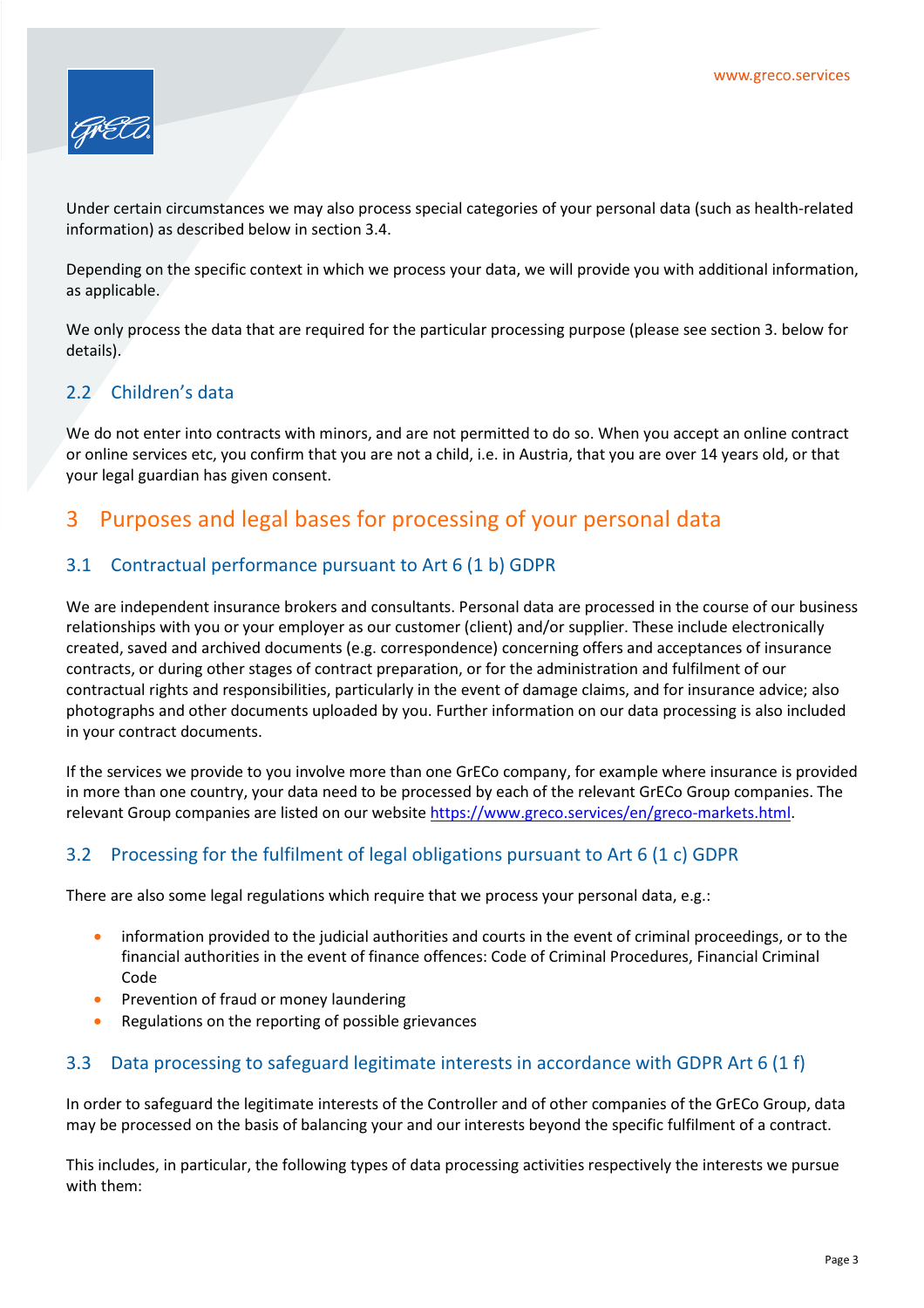Under certain circumstances we may also process special categories of your personal data (such as health-related information) as described below in section 3.4.

Depending on the specific context in which we process your data, we will provide you with additional information, as applicable.

We only process the data that are required for the particular processing purpose (please see section 3. below for details).

### 2.2 Children's data

We do not enter into contracts with minors, and are not permitted to do so. When you accept an online contract or online services etc, you confirm that you are not a child, i.e. in Austria, that you are over 14 years old, or that your legal guardian has given consent.

## 3 Purposes and legal bases for processing of your personal data

### 3.1 Contractual performance pursuant to Art 6 (1 b) GDPR

We are independent insurance brokers and consultants. Personal data are processed in the course of our business relationships with you or your employer as our customer (client) and/or supplier. These include electronically created, saved and archived documents (e.g. correspondence) concerning offers and acceptances of insurance contracts, or during other stages of contract preparation, or for the administration and fulfilment of our contractual rights and responsibilities, particularly in the event of damage claims, and for insurance advice; also photographs and other documents uploaded by you. Further information on our data processing is also included in your contract documents.

If the services we provide to you involve more than one GrECo company, for example where insurance is provided in more than one country, your data need to be processed by each of the relevant GrECo Group companies. The relevant Group companies are listed on our website https://www.greco.services/en/greco-markets.html.

### 3.2 Processing for the fulfilment of legal obligations pursuant to Art 6 (1 c) GDPR

There are also some legal regulations which require that we process your personal data, e.g.:

- information provided to the judicial authorities and courts in the event of criminal proceedings, or to the financial authorities in the event of finance offences: Code of Criminal Procedures, Financial Criminal Code
- Prevention of fraud or money laundering
- Regulations on the reporting of possible grievances

### 3.3 Data processing to safeguard legitimate interests in accordance with GDPR Art 6 (1 f)

In order to safeguard the legitimate interests of the Controller and of other companies of the GrECo Group, data may be processed on the basis of balancing your and our interests beyond the specific fulfilment of a contract.

This includes, in particular, the following types of data processing activities respectively the interests we pursue with them: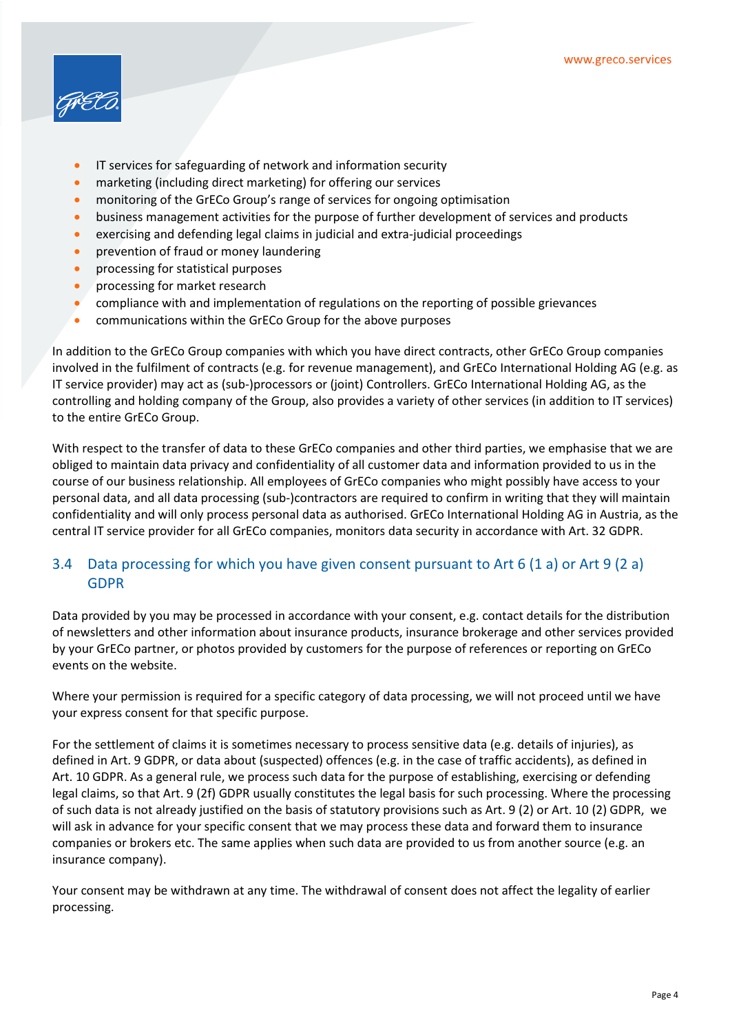- IT services for safeguarding of network and information security
- marketing (including direct marketing) for offering our services
- monitoring of the GrECo Group's range of services for ongoing optimisation
- business management activities for the purpose of further development of services and products
- exercising and defending legal claims in judicial and extra-judicial proceedings
- prevention of fraud or money laundering
- processing for statistical purposes
- processing for market research
- compliance with and implementation of regulations on the reporting of possible grievances
- communications within the GrECo Group for the above purposes

In addition to the GrECo Group companies with which you have direct contracts, other GrECo Group companies involved in the fulfilment of contracts (e.g. for revenue management), and GrECo International Holding AG (e.g. as IT service provider) may act as (sub-)processors or (joint) Controllers. GrECo International Holding AG, as the controlling and holding company of the Group, also provides a variety of other services (in addition to IT services) to the entire GrECo Group.

With respect to the transfer of data to these GrECo companies and other third parties, we emphasise that we are obliged to maintain data privacy and confidentiality of all customer data and information provided to us in the course of our business relationship. All employees of GrECo companies who might possibly have access to your personal data, and all data processing (sub-)contractors are required to confirm in writing that they will maintain confidentiality and will only process personal data as authorised. GrECo International Holding AG in Austria, as the central IT service provider for all GrECo companies, monitors data security in accordance with Art. 32 GDPR.

## 3.4 Data processing for which you have given consent pursuant to Art 6 (1 a) or Art 9 (2 a) GDPR

Data provided by you may be processed in accordance with your consent, e.g. contact details for the distribution of newsletters and other information about insurance products, insurance brokerage and other services provided by your GrECo partner, or photos provided by customers for the purpose of references or reporting on GrECo events on the website.

Where your permission is required for a specific category of data processing, we will not proceed until we have your express consent for that specific purpose.

For the settlement of claims it is sometimes necessary to process sensitive data (e.g. details of injuries), as defined in Art. 9 GDPR, or data about (suspected) offences (e.g. in the case of traffic accidents), as defined in Art. 10 GDPR. As a general rule, we process such data for the purpose of establishing, exercising or defending legal claims, so that Art. 9 (2f) GDPR usually constitutes the legal basis for such processing. Where the processing of such data is not already justified on the basis of statutory provisions such as Art. 9 (2) or Art. 10 (2) GDPR, we will ask in advance for your specific consent that we may process these data and forward them to insurance companies or brokers etc. The same applies when such data are provided to us from another source (e.g. an insurance company).

Your consent may be withdrawn at any time. The withdrawal of consent does not affect the legality of earlier processing.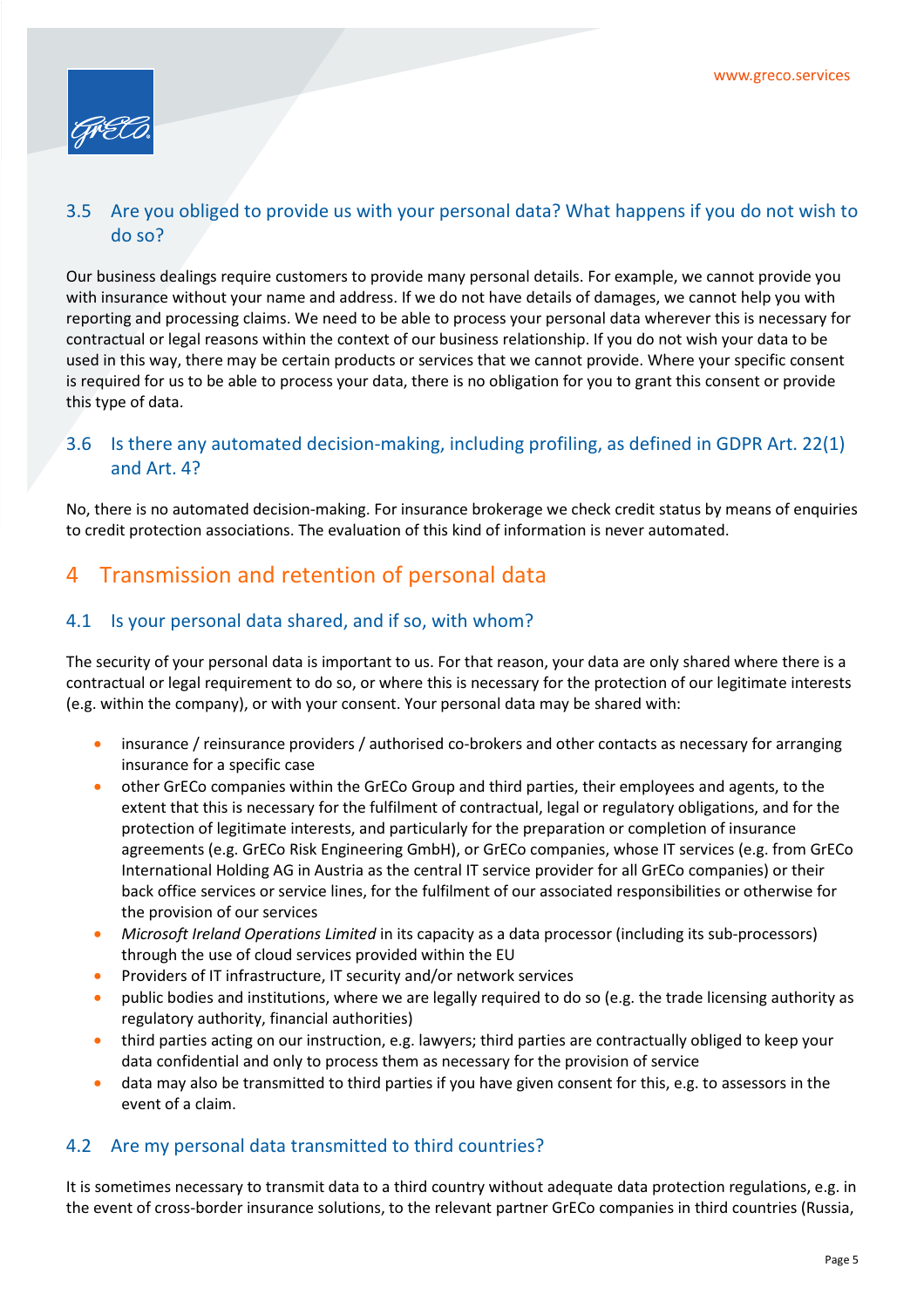### 3.5 Are you obliged to provide us with your personal data? What happens if you do not wish to do so?

Our business dealings require customers to provide many personal details. For example, we cannot provide you with insurance without your name and address. If we do not have details of damages, we cannot help you with reporting and processing claims. We need to be able to process your personal data wherever this is necessary for contractual or legal reasons within the context of our business relationship. If you do not wish your data to be used in this way, there may be certain products or services that we cannot provide. Where your specific consent is required for us to be able to process your data, there is no obligation for you to grant this consent or provide this type of data.

### 3.6 Is there any automated decision-making, including profiling, as defined in GDPR Art. 22(1) and Art. 4?

No, there is no automated decision-making. For insurance brokerage we check credit status by means of enquiries to credit protection associations. The evaluation of this kind of information is never automated.

## 4 Transmission and retention of personal data

### 4.1 Is your personal data shared, and if so, with whom?

The security of your personal data is important to us. For that reason, your data are only shared where there is a contractual or legal requirement to do so, or where this is necessary for the protection of our legitimate interests (e.g. within the company), or with your consent. Your personal data may be shared with:

- insurance / reinsurance providers / authorised co-brokers and other contacts as necessary for arranging insurance for a specific case
- other GrECo companies within the GrECo Group and third parties, their employees and agents, to the extent that this is necessary for the fulfilment of contractual, legal or regulatory obligations, and for the protection of legitimate interests, and particularly for the preparation or completion of insurance agreements (e.g. GrECo Risk Engineering GmbH), or GrECo companies, whose IT services (e.g. from GrECo International Holding AG in Austria as the central IT service provider for all GrECo companies) or their back office services or service lines, for the fulfilment of our associated responsibilities or otherwise for the provision of our services
- *Microsoft Ireland Operations Limited* in its capacity as a data processor (including its sub-processors) through the use of cloud services provided within the EU
- Providers of IT infrastructure, IT security and/or network services
- public bodies and institutions, where we are legally required to do so (e.g. the trade licensing authority as regulatory authority, financial authorities)
- third parties acting on our instruction, e.g. lawyers; third parties are contractually obliged to keep your data confidential and only to process them as necessary for the provision of service
- data may also be transmitted to third parties if you have given consent for this, e.g. to assessors in the event of a claim.

### 4.2 Are my personal data transmitted to third countries?

It is sometimes necessary to transmit data to a third country without adequate data protection regulations, e.g. in the event of cross-border insurance solutions, to the relevant partner GrECo companies in third countries (Russia,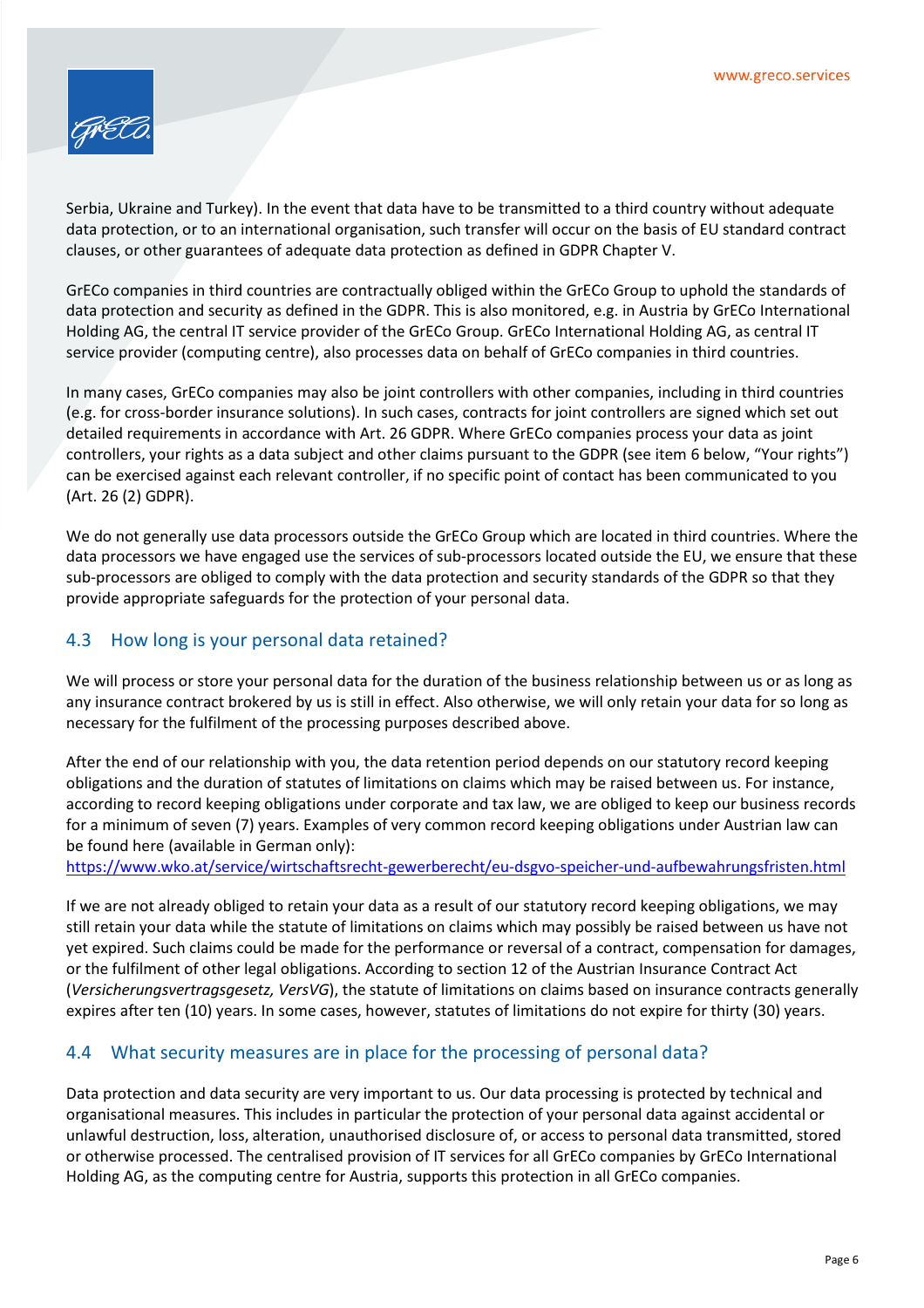Serbia, Ukraine and Turkey). In the event that data have to be transmitted to a third country without adequate data protection, or to an international organisation, such transfer will occur on the basis of EU standard contract clauses, or other guarantees of adequate data protection as defined in GDPR Chapter V.

GrECo companies in third countries are contractually obliged within the GrECo Group to uphold the standards of data protection and security as defined in the GDPR. This is also monitored, e.g. in Austria by GrECo International Holding AG, the central IT service provider of the GrECo Group. GrECo International Holding AG, as central IT service provider (computing centre), also processes data on behalf of GrECo companies in third countries.

In many cases, GrECo companies may also be joint controllers with other companies, including in third countries (e.g. for cross-border insurance solutions). In such cases, contracts for joint controllers are signed which set out detailed requirements in accordance with Art. 26 GDPR. Where GrECo companies process your data as joint controllers, your rights as a data subject and other claims pursuant to the GDPR (see item 6 below, "Your rights") can be exercised against each relevant controller, if no specific point of contact has been communicated to you (Art. 26 (2) GDPR).

We do not generally use data processors outside the GrECo Group which are located in third countries. Where the data processors we have engaged use the services of sub-processors located outside the EU, we ensure that these sub-processors are obliged to comply with the data protection and security standards of the GDPR so that they provide appropriate safeguards for the protection of your personal data.

## 4.3 How long is your personal data retained?

We will process or store your personal data for the duration of the business relationship between us or as long as any insurance contract brokered by us is still in effect. Also otherwise, we will only retain your data for so long as necessary for the fulfilment of the processing purposes described above.

After the end of our relationship with you, the data retention period depends on our statutory record keeping obligations and the duration of statutes of limitations on claims which may be raised between us. For instance, according to record keeping obligations under corporate and tax law, we are obliged to keep our business records for a minimum of seven (7) years. Examples of very common record keeping obligations under Austrian law can be found here (available in German only):
https://www.wko.at/service/wirtschaftsrecht-gewerberecht/eu-dsgvo-speicher-und-aufbewahrungsfristen.html

If we are not already obliged to retain your data as a result of our statutory record keeping obligations, we may still retain your data while the statute of limitations on claims which may possibly be raised between us have not yet expired. Such claims could be made for the performance or reversal of a contract, compensation for damages, or the fulfilment of other legal obligations. According to section 12 of the Austrian Insurance Contract Act (*Versicherungsvertragsgesetz, VersVG*), the statute of limitations on claims based on insurance contracts generally expires after ten (10) years. In some cases, however, statutes of limitations do not expire for thirty (30) years.

## 4.4 What security measures are in place for the processing of personal data?

Data protection and data security are very important to us. Our data processing is protected by technical and organisational measures. This includes in particular the protection of your personal data against accidental or unlawful destruction, loss, alteration, unauthorised disclosure of, or access to personal data transmitted, stored or otherwise processed. The centralised provision of IT services for all GrECo companies by GrECo International Holding AG, as the computing centre for Austria, supports this protection in all GrECo companies.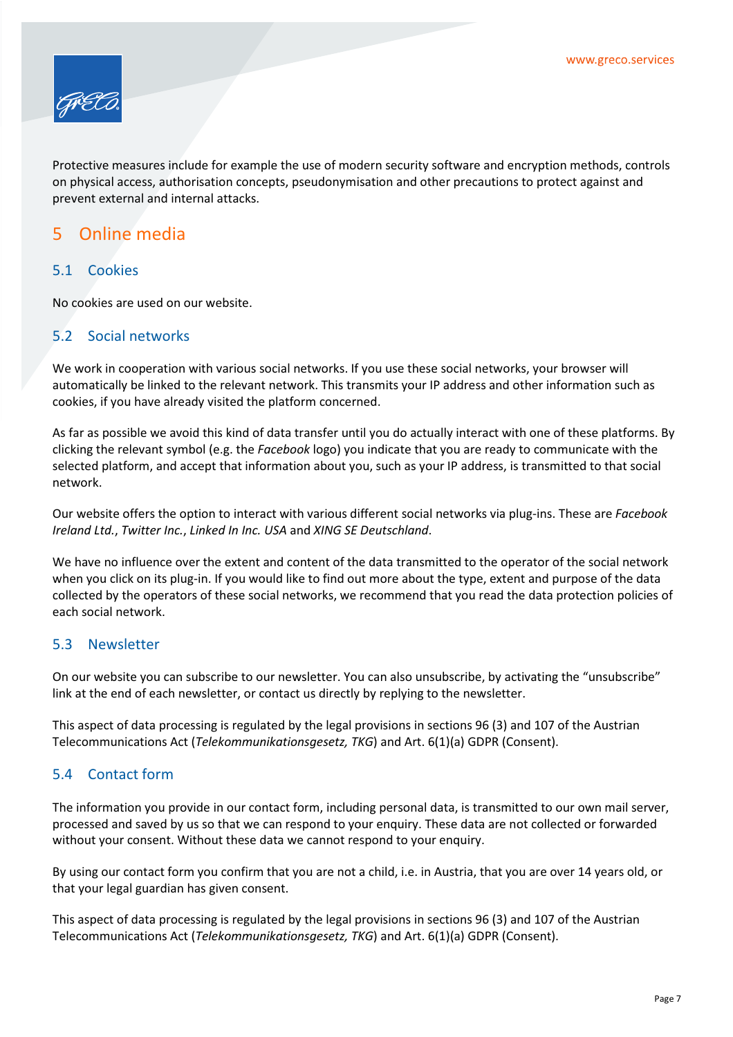Protective measures include for example the use of modern security software and encryption methods, controls on physical access, authorisation concepts, pseudonymisation and other precautions to protect against and prevent external and internal attacks.

# 5 Online media

## 5.1 Cookies

No cookies are used on our website.

## 5.2 Social networks

We work in cooperation with various social networks. If you use these social networks, your browser will automatically be linked to the relevant network. This transmits your IP address and other information such as cookies, if you have already visited the platform concerned.

As far as possible we avoid this kind of data transfer until you do actually interact with one of these platforms. By clicking the relevant symbol (e.g. the *Facebook* logo) you indicate that you are ready to communicate with the selected platform, and accept that information about you, such as your IP address, is transmitted to that social network.

Our website offers the option to interact with various different social networks via plug-ins. These are *Facebook Ireland Ltd.*, *Twitter Inc.*, *Linked In Inc. USA* and *XING SE Deutschland*.

We have no influence over the extent and content of the data transmitted to the operator of the social network when you click on its plug-in. If you would like to find out more about the type, extent and purpose of the data collected by the operators of these social networks, we recommend that you read the data protection policies of each social network.

## 5.3 Newsletter

On our website you can subscribe to our newsletter. You can also unsubscribe, by activating the “unsubscribe” link at the end of each newsletter, or contact us directly by replying to the newsletter.

This aspect of data processing is regulated by the legal provisions in sections 96 (3) and 107 of the Austrian Telecommunications Act (*Telekommunikationsgesetz, TKG*) and Art. 6(1)(a) GDPR (Consent).

## 5.4 Contact form

The information you provide in our contact form, including personal data, is transmitted to our own mail server, processed and saved by us so that we can respond to your enquiry. These data are not collected or forwarded without your consent. Without these data we cannot respond to your enquiry.

By using our contact form you confirm that you are not a child, i.e. in Austria, that you are over 14 years old, or that your legal guardian has given consent.

This aspect of data processing is regulated by the legal provisions in sections 96 (3) and 107 of the Austrian Telecommunications Act (*Telekommunikationsgesetz, TKG*) and Art. 6(1)(a) GDPR (Consent).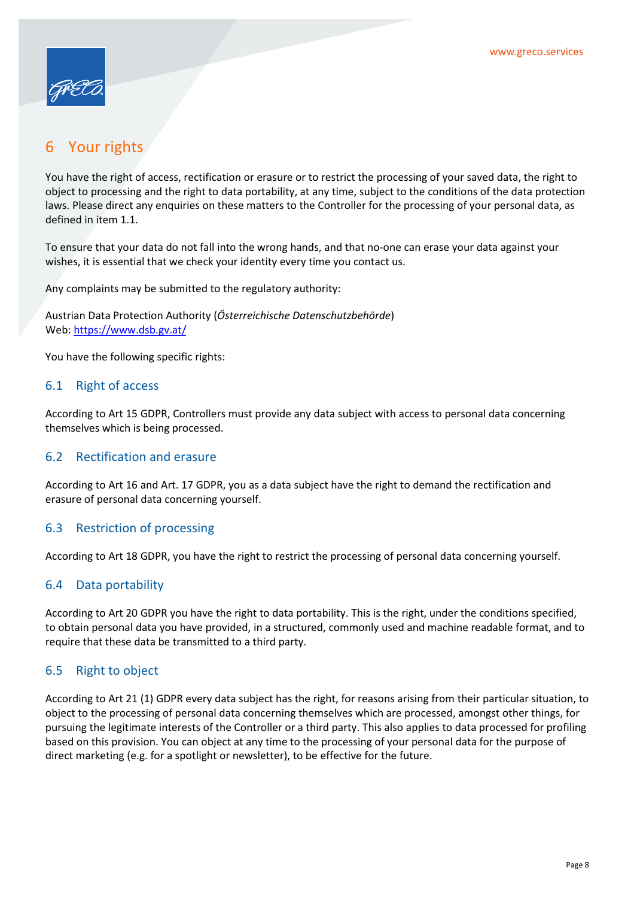# 6 Your rights

You have the right of access, rectification or erasure or to restrict the processing of your saved data, the right to object to processing and the right to data portability, at any time, subject to the conditions of the data protection laws. Please direct any enquiries on these matters to the Controller for the processing of your personal data, as defined in item 1.1.

To ensure that your data do not fall into the wrong hands, and that no-one can erase your data against your wishes, it is essential that we check your identity every time you contact us.

Any complaints may be submitted to the regulatory authority:

Austrian Data Protection Authority (*Österreichische Datenschutzbehörde*)
Web: https://www.dsb.gv.at/

You have the following specific rights:

## 6.1 Right of access

According to Art 15 GDPR, Controllers must provide any data subject with access to personal data concerning themselves which is being processed.

## 6.2 Rectification and erasure

According to Art 16 and Art. 17 GDPR, you as a data subject have the right to demand the rectification and erasure of personal data concerning yourself.

## 6.3 Restriction of processing

According to Art 18 GDPR, you have the right to restrict the processing of personal data concerning yourself.

## 6.4 Data portability

According to Art 20 GDPR you have the right to data portability. This is the right, under the conditions specified, to obtain personal data you have provided, in a structured, commonly used and machine readable format, and to require that these data be transmitted to a third party.

## 6.5 Right to object

According to Art 21 (1) GDPR every data subject has the right, for reasons arising from their particular situation, to object to the processing of personal data concerning themselves which are processed, amongst other things, for pursuing the legitimate interests of the Controller or a third party. This also applies to data processed for profiling based on this provision. You can object at any time to the processing of your personal data for the purpose of direct marketing (e.g. for a spotlight or newsletter), to be effective for the future.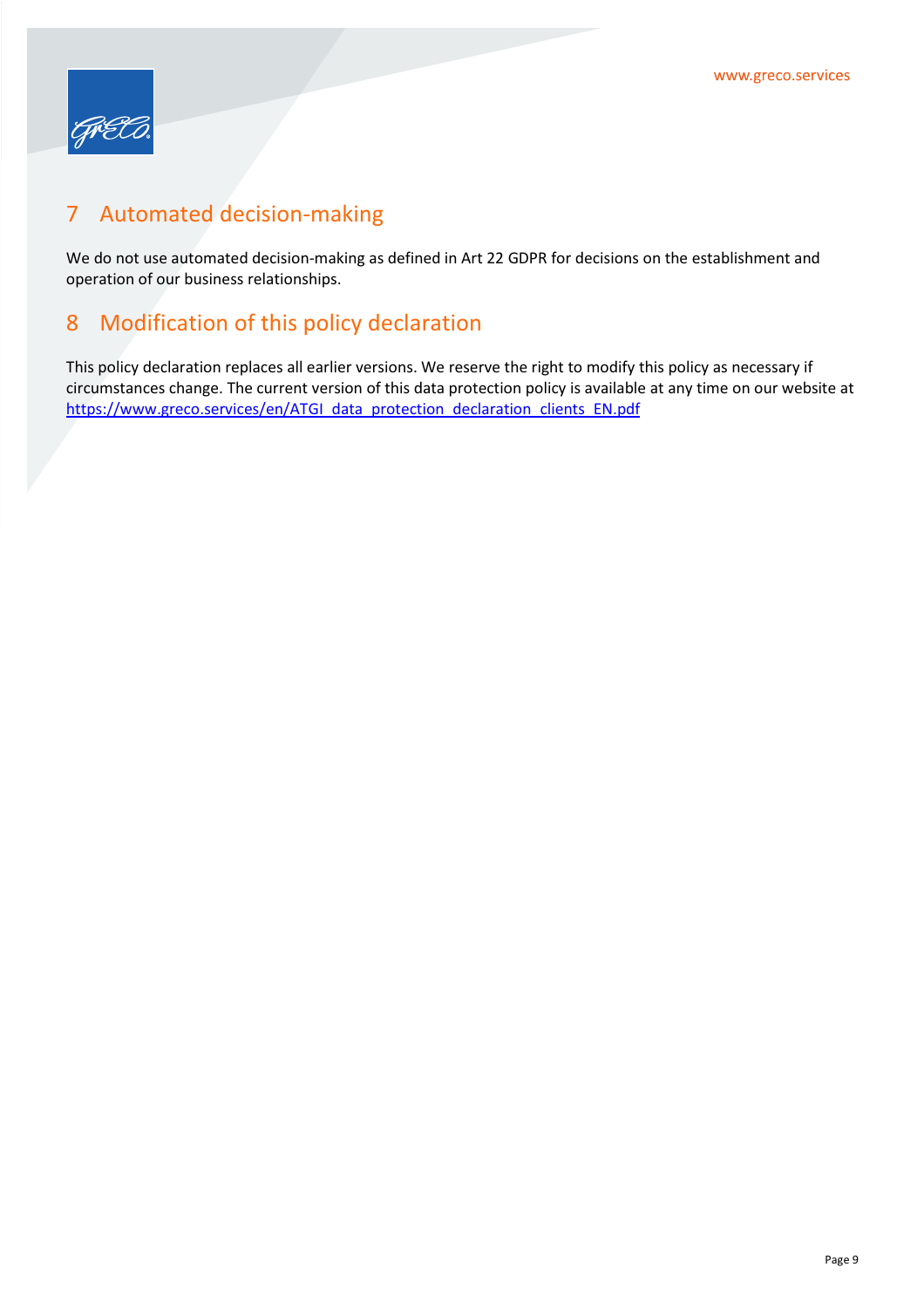## 7 Automated decision-making

We do not use automated decision-making as defined in Art 22 GDPR for decisions on the establishment and operation of our business relationships.

## 8 Modification of this policy declaration

This policy declaration replaces all earlier versions. We reserve the right to modify this policy as necessary if circumstances change. The current version of this data protection policy is available at any time on our website at [https://www.greco.services/en/ATGI_data_protection_declaration_clients_EN.pdf](https://www.greco.services/en/ATGI_data_protection_declaration_clients_EN.pdf)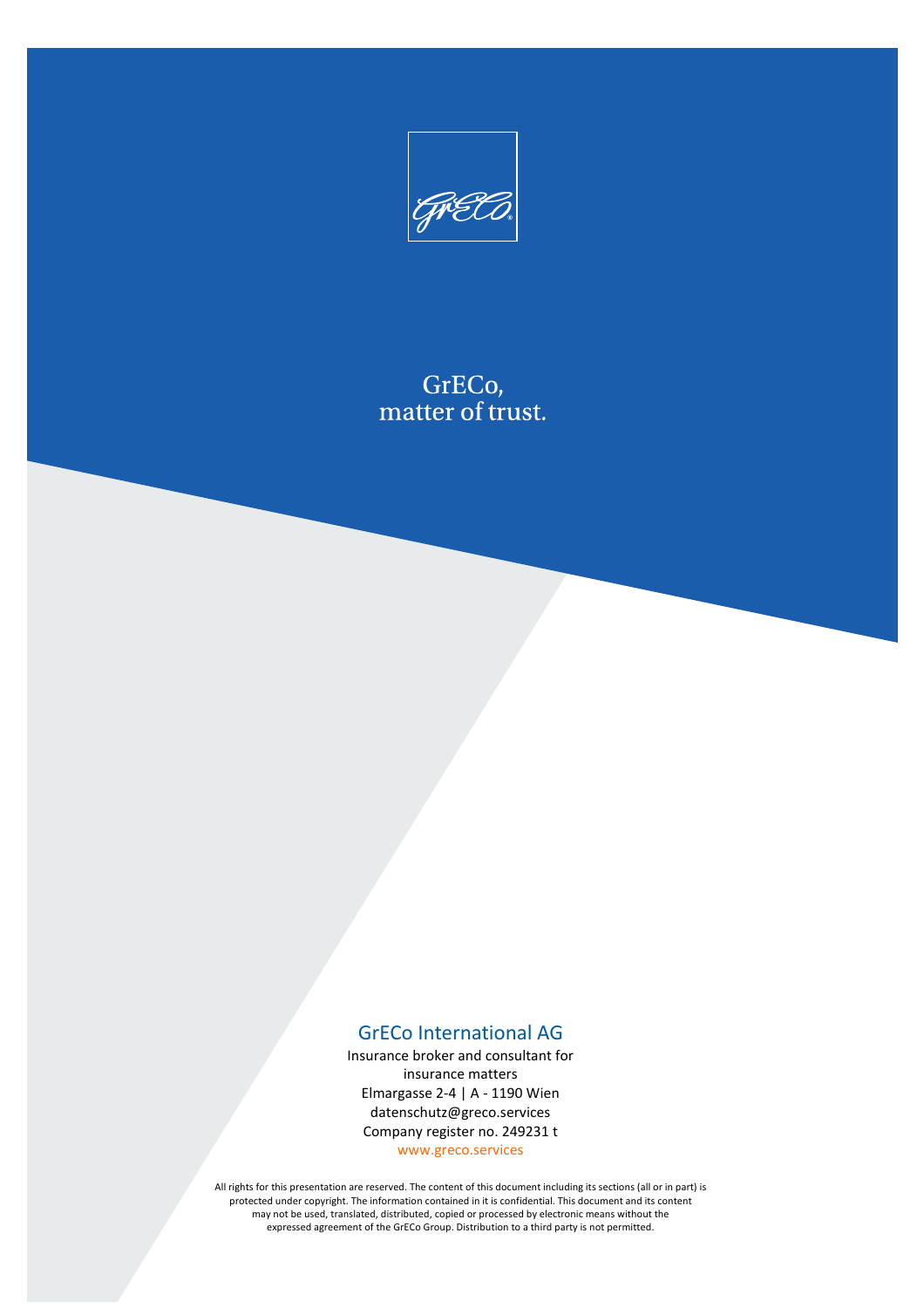GrECo,
matter of trust.

## GrECo International AG

Insurance broker and consultant for insurance matters
Elmargasse 2-4 | A - 1190 Wien
datenschutz@greco.services
Company register no. 249231 t
www.greco.services

All rights for this presentation are reserved. The content of this document including its sections (all or in part) is protected under copyright. The information contained in it is confidential. This document and its content may not be used, translated, distributed, copied or processed by electronic means without the expressed agreement of the GrECo Group. Distribution to a third party is not permitted.